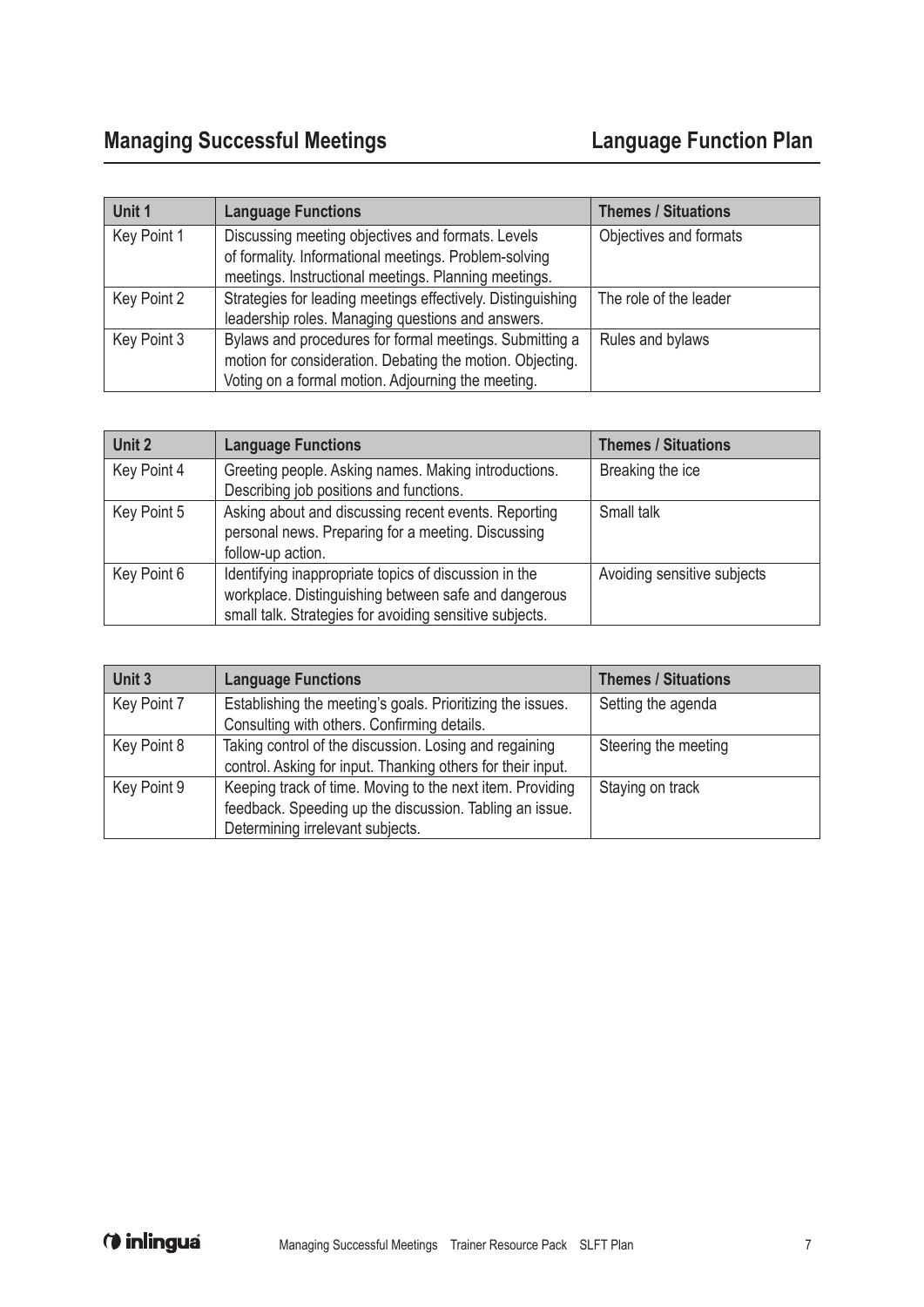# Managing Successful Meetings

## Language Function Plan

| Unit 1 | Language Functions | Themes / Situations |
|---|---|---|
| Key Point 1 | Discussing meeting objectives and formats. Levels of formality. Informational meetings. Problem-solving meetings. Instructional meetings. Planning meetings. | Objectives and formats |
| Key Point 2 | Strategies for leading meetings effectively. Distinguishing leadership roles. Managing questions and answers. | The role of the leader |
| Key Point 3 | Bylaws and procedures for formal meetings. Submitting a motion for consideration. Debating the motion. Objecting. Voting on a formal motion. Adjourning the meeting. | Rules and bylaws |

| Unit 2 | Language Functions | Themes / Situations |
|---|---|---|
| Key Point 4 | Greeting people. Asking names. Making introductions. Describing job positions and functions. | Breaking the ice |
| Key Point 5 | Asking about and discussing recent events. Reporting personal news. Preparing for a meeting. Discussing follow-up action. | Small talk |
| Key Point 6 | Identifying inappropriate topics of discussion in the workplace. Distinguishing between safe and dangerous small talk. Strategies for avoiding sensitive subjects. | Avoiding sensitive subjects |

| Unit 3 | Language Functions | Themes / Situations |
|---|---|---|
| Key Point 7 | Establishing the meeting's goals. Prioritizing the issues. Consulting with others. Confirming details. | Setting the agenda |
| Key Point 8 | Taking control of the discussion. Losing and regaining control. Asking for input. Thanking others for their input. | Steering the meeting |
| Key Point 9 | Keeping track of time. Moving to the next item. Providing feedback. Speeding up the discussion. Tabling an issue. Determining irrelevant subjects. | Staying on track |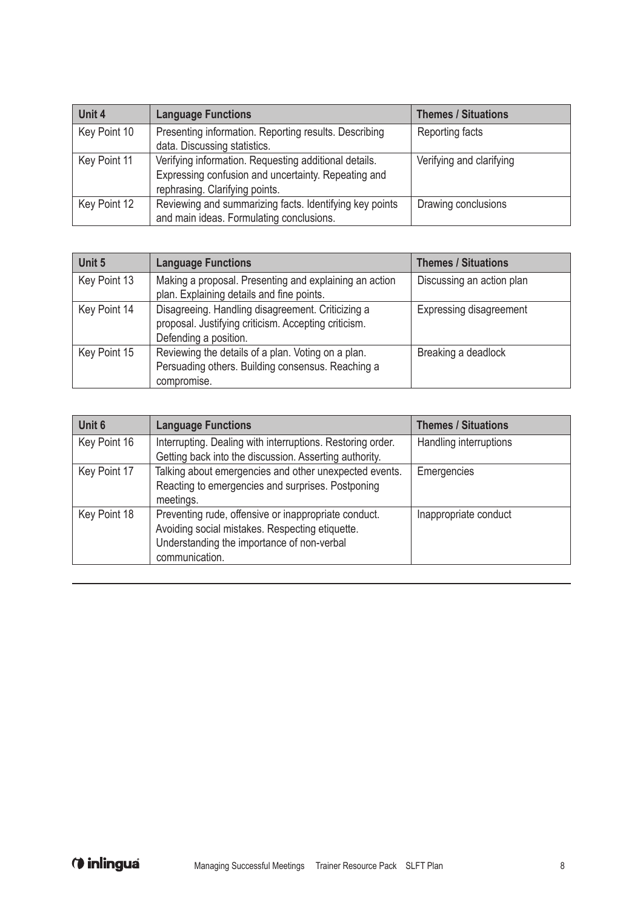| Unit 4 | Language Functions | Themes / Situations |
|---|---|---|
| Key Point 10 | Presenting information. Reporting results. Describing data. Discussing statistics. | Reporting facts |
| Key Point 11 | Verifying information. Requesting additional details. Expressing confusion and uncertainty. Repeating and rephrasing. Clarifying points. | Verifying and clarifying |
| Key Point 12 | Reviewing and summarizing facts. Identifying key points and main ideas. Formulating conclusions. | Drawing conclusions |

| Unit 5 | Language Functions | Themes / Situations |
|---|---|---|
| Key Point 13 | Making a proposal. Presenting and explaining an action plan. Explaining details and fine points. | Discussing an action plan |
| Key Point 14 | Disagreeing. Handling disagreement. Criticizing a proposal. Justifying criticism. Accepting criticism. Defending a position. | Expressing disagreement |
| Key Point 15 | Reviewing the details of a plan. Voting on a plan. Persuading others. Building consensus. Reaching a compromise. | Breaking a deadlock |

| Unit 6 | Language Functions | Themes / Situations |
|---|---|---|
| Key Point 16 | Interrupting. Dealing with interruptions. Restoring order. Getting back into the discussion. Asserting authority. | Handling interruptions |
| Key Point 17 | Talking about emergencies and other unexpected events. Reacting to emergencies and surprises. Postponing meetings. | Emergencies |
| Key Point 18 | Preventing rude, offensive or inappropriate conduct. Avoiding social mistakes. Respecting etiquette. Understanding the importance of non-verbal communication. | Inappropriate conduct |